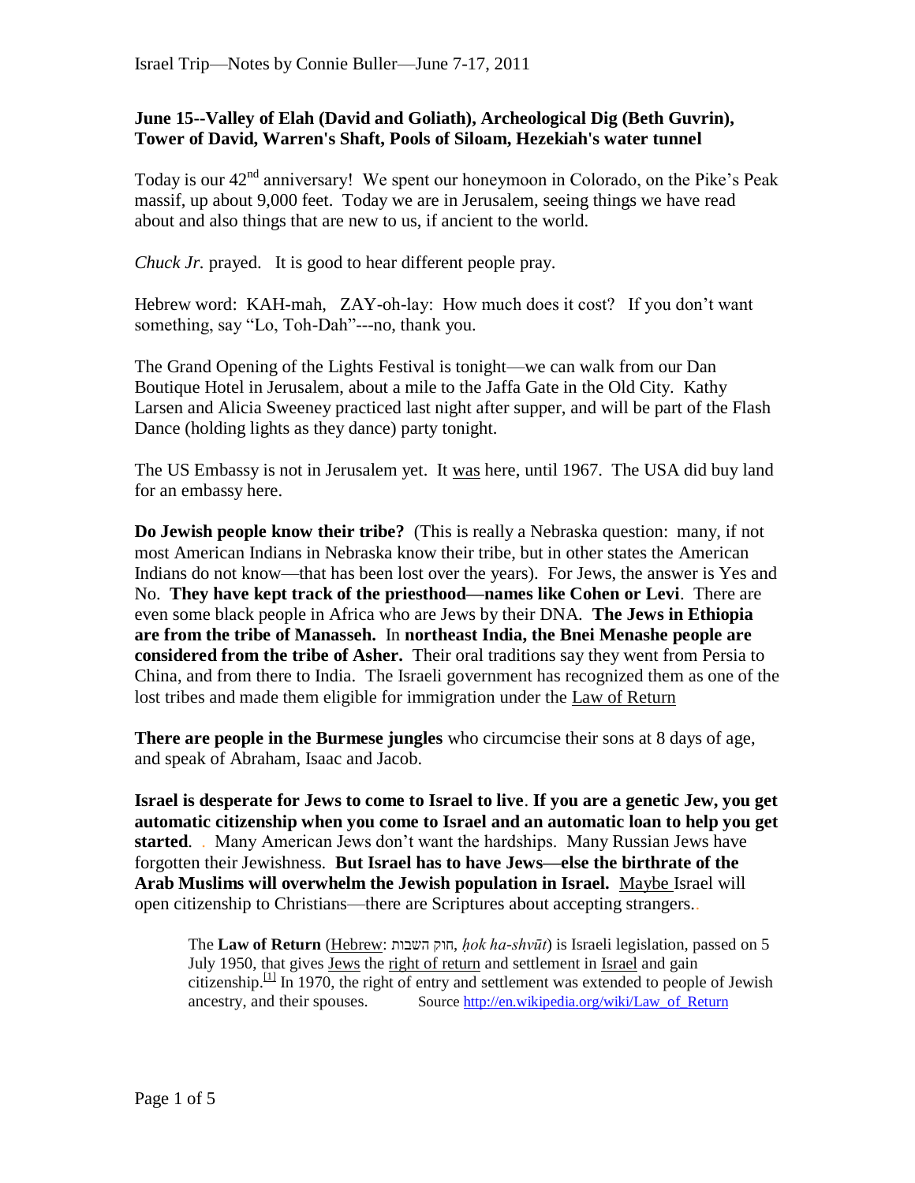**June 15--Valley of Elah (David and Goliath), Archeological Dig (Beth Guvrin), Tower of David, Warren's Shaft, Pools of Siloam, Hezekiah's water tunnel**

Today is our 42nd anniversary! We spent our honeymoon in Colorado, on the Pike's Peak massif, up about 9,000 feet. Today we are in Jerusalem, seeing things we have read about and also things that are new to us, if ancient to the world.

*Chuck Jr.* prayed. It is good to hear different people pray.

Hebrew word: KAH-mah, ZAY-oh-lay: How much does it cost? If you don't want something, say "Lo, Toh-Dah"---no, thank you.

The Grand Opening of the Lights Festival is tonight—we can walk from our Dan Boutique Hotel in Jerusalem, about a mile to the Jaffa Gate in the Old City. Kathy Larsen and Alicia Sweeney practiced last night after supper, and will be part of the Flash Dance (holding lights as they dance) party tonight.

The US Embassy is not in Jerusalem yet. It was here, until 1967. The USA did buy land for an embassy here.

**Do Jewish people know their tribe?** (This is really a Nebraska question: many, if not most American Indians in Nebraska know their tribe, but in other states the American Indians do not know—that has been lost over the years). For Jews, the answer is Yes and No. **They have kept track of the priesthood—names like Cohen or Levi**. There are even some black people in Africa who are Jews by their DNA. **The Jews in Ethiopia are from the tribe of Manasseh.** In **northeast India, the Bnei Menashe people are considered from the tribe of Asher.** Their oral traditions say they went from Persia to China, and from there to India. The Israeli government has recognized them as one of the lost tribes and made them eligible for immigration under the Law of Return

**There are people in the Burmese jungles** who circumcise their sons at 8 days of age, and speak of Abraham, Isaac and Jacob.

**Israel is desperate for Jews to come to Israel to live**. **If you are a genetic Jew, you get automatic citizenship when you come to Israel and an automatic loan to help you get started**. . Many American Jews don't want the hardships. Many Russian Jews have forgotten their Jewishness. **But Israel has to have Jews—else the birthrate of the Arab Muslims will overwhelm the Jewish population in Israel.** Maybe Israel will open citizenship to Christians—there are Scriptures about accepting strangers..

> The **Law of Return** (Hebrew: חוק השבות, *ḥok ha-shvūt*) is Israeli legislation, passed on 5 July 1950, that gives Jews the right of return and settlement in Israel and gain citizenship.[1] In 1970, the right of entry and settlement was extended to people of Jewish ancestry, and their spouses. Source http://en.wikipedia.org/wiki/Law_of_Return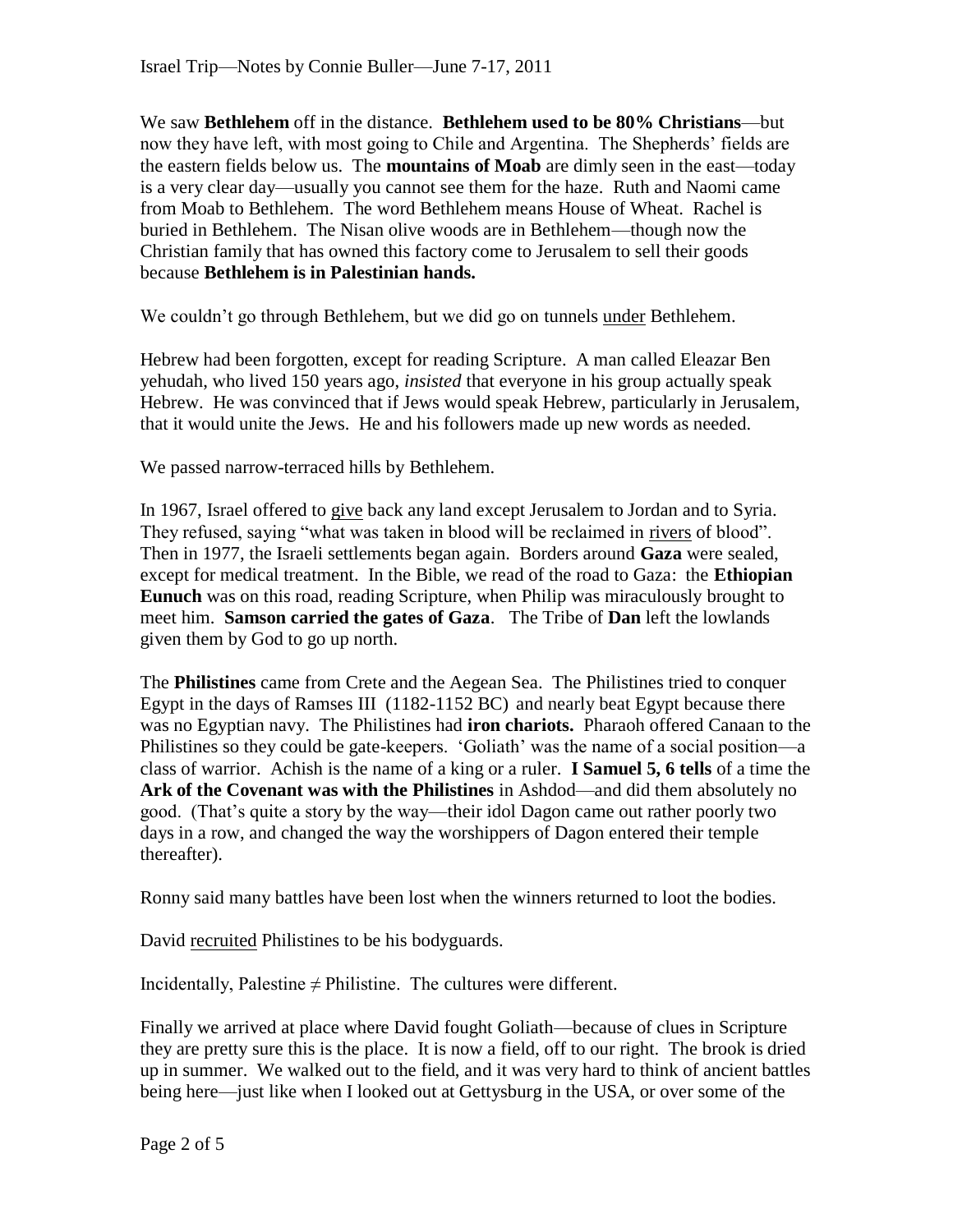We saw **Bethlehem** off in the distance. **Bethlehem used to be 80% Christians**—but now they have left, with most going to Chile and Argentina. The Shepherds' fields are the eastern fields below us. The **mountains of Moab** are dimly seen in the east—today is a very clear day—usually you cannot see them for the haze. Ruth and Naomi came from Moab to Bethlehem. The word Bethlehem means House of Wheat. Rachel is buried in Bethlehem. The Nisan olive woods are in Bethlehem—though now the Christian family that has owned this factory come to Jerusalem to sell their goods because **Bethlehem is in Palestinian hands.**

We couldn't go through Bethlehem, but we did go on tunnels <u>under</u> Bethlehem.

Hebrew had been forgotten, except for reading Scripture. A man called Eleazar Ben yehudah, who lived 150 years ago, *insisted* that everyone in his group actually speak Hebrew. He was convinced that if Jews would speak Hebrew, particularly in Jerusalem, that it would unite the Jews. He and his followers made up new words as needed.

We passed narrow-terraced hills by Bethlehem.

In 1967, Israel offered to <u>give</u> back any land except Jerusalem to Jordan and to Syria. They refused, saying "what was taken in blood will be reclaimed in <u>rivers</u> of blood". Then in 1977, the Israeli settlements began again. Borders around **Gaza** were sealed, except for medical treatment. In the Bible, we read of the road to Gaza: the **Ethiopian Eunuch** was on this road, reading Scripture, when Philip was miraculously brought to meet him. **Samson carried the gates of Gaza**. The Tribe of **Dan** left the lowlands given them by God to go up north.

The **Philistines** came from Crete and the Aegean Sea. The Philistines tried to conquer Egypt in the days of Ramses III (1182-1152 BC) and nearly beat Egypt because there was no Egyptian navy. The Philistines had **iron chariots.** Pharaoh offered Canaan to the Philistines so they could be gate-keepers. 'Goliath' was the name of a social position—a class of warrior. Achish is the name of a king or a ruler. **I Samuel 5, 6 tells** of a time the **Ark of the Covenant was with the Philistines** in Ashdod—and did them absolutely no good. (That's quite a story by the way—their idol Dagon came out rather poorly two days in a row, and changed the way the worshippers of Dagon entered their temple thereafter).

Ronny said many battles have been lost when the winners returned to loot the bodies.

David <u>recruited</u> Philistines to be his bodyguards.

Incidentally, Palestine ≠ Philistine. The cultures were different.

Finally we arrived at place where David fought Goliath—because of clues in Scripture they are pretty sure this is the place. It is now a field, off to our right. The brook is dried up in summer. We walked out to the field, and it was very hard to think of ancient battles being here—just like when I looked out at Gettysburg in the USA, or over some of the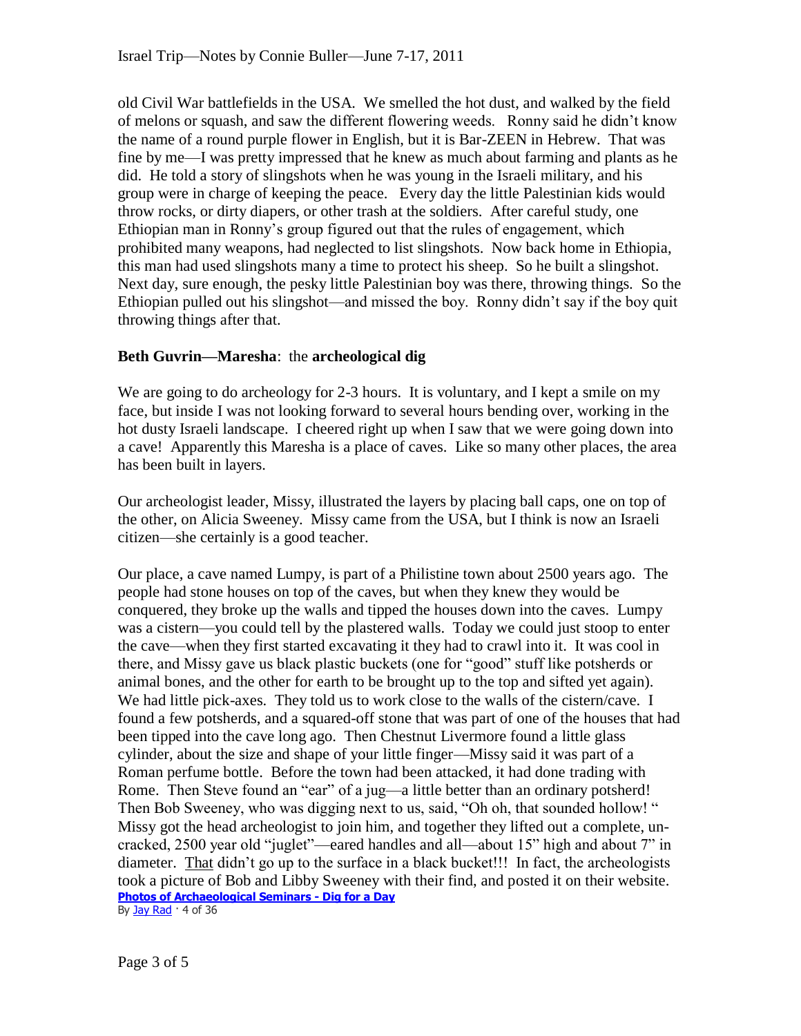old Civil War battlefields in the USA. We smelled the hot dust, and walked by the field of melons or squash, and saw the different flowering weeds. Ronny said he didn't know the name of a round purple flower in English, but it is Bar-ZEEN in Hebrew. That was fine by me—I was pretty impressed that he knew as much about farming and plants as he did. He told a story of slingshots when he was young in the Israeli military, and his group were in charge of keeping the peace. Every day the little Palestinian kids would throw rocks, or dirty diapers, or other trash at the soldiers. After careful study, one Ethiopian man in Ronny's group figured out that the rules of engagement, which prohibited many weapons, had neglected to list slingshots. Now back home in Ethiopia, this man had used slingshots many a time to protect his sheep. So he built a slingshot. Next day, sure enough, the pesky little Palestinian boy was there, throwing things. So the Ethiopian pulled out his slingshot—and missed the boy. Ronny didn't say if the boy quit throwing things after that.

**Beth Guvrin—Maresha**: the **archeological dig**

We are going to do archeology for 2-3 hours. It is voluntary, and I kept a smile on my face, but inside I was not looking forward to several hours bending over, working in the hot dusty Israeli landscape. I cheered right up when I saw that we were going down into a cave! Apparently this Maresha is a place of caves. Like so many other places, the area has been built in layers.

Our archeologist leader, Missy, illustrated the layers by placing ball caps, one on top of the other, on Alicia Sweeney. Missy came from the USA, but I think is now an Israeli citizen—she certainly is a good teacher.

Our place, a cave named Lumpy, is part of a Philistine town about 2500 years ago. The people had stone houses on top of the caves, but when they knew they would be conquered, they broke up the walls and tipped the houses down into the caves. Lumpy was a cistern—you could tell by the plastered walls. Today we could just stoop to enter the cave—when they first started excavating it they had to crawl into it. It was cool in there, and Missy gave us black plastic buckets (one for "good" stuff like potsherds or animal bones, and the other for earth to be brought up to the top and sifted yet again). We had little pick-axes. They told us to work close to the walls of the cistern/cave. I found a few potsherds, and a squared-off stone that was part of one of the houses that had been tipped into the cave long ago. Then Chestnut Livermore found a little glass cylinder, about the size and shape of your little finger—Missy said it was part of a Roman perfume bottle. Before the town had been attacked, it had done trading with Rome. Then Steve found an "ear" of a jug—a little better than an ordinary potsherd! Then Bob Sweeney, who was digging next to us, said, "Oh oh, that sounded hollow! " Missy got the head archeologist to join him, and together they lifted out a complete, un-cracked, 2500 year old "juglet"—eared handles and all—about 15" high and about 7" in diameter. <u>That</u> didn't go up to the surface in a black bucket!!! In fact, the archeologists took a picture of Bob and Libby Sweeney with their find, and posted it on their website.
**Photos of Archaeological Seminars - Dig for a Day**
By Jay Rad · 4 of 36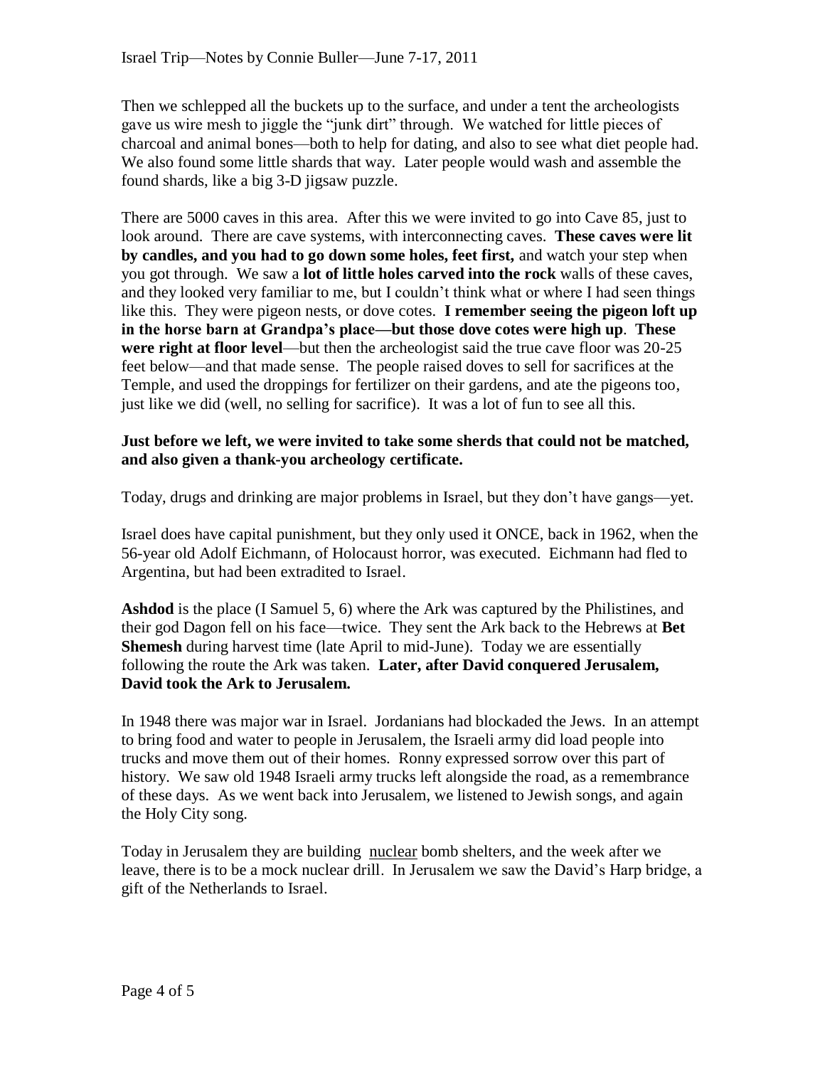Then we schlepped all the buckets up to the surface, and under a tent the archeologists gave us wire mesh to jiggle the "junk dirt" through. We watched for little pieces of charcoal and animal bones—both to help for dating, and also to see what diet people had. We also found some little shards that way. Later people would wash and assemble the found shards, like a big 3-D jigsaw puzzle.

There are 5000 caves in this area. After this we were invited to go into Cave 85, just to look around. There are cave systems, with interconnecting caves. **These caves were lit by candles, and you had to go down some holes, feet first,** and watch your step when you got through. We saw a **lot of little holes carved into the rock** walls of these caves, and they looked very familiar to me, but I couldn't think what or where I had seen things like this. They were pigeon nests, or dove cotes. **I remember seeing the pigeon loft up in the horse barn at Grandpa's place—but those dove cotes were high up**. **These were right at floor level**—but then the archeologist said the true cave floor was 20-25 feet below—and that made sense. The people raised doves to sell for sacrifices at the Temple, and used the droppings for fertilizer on their gardens, and ate the pigeons too, just like we did (well, no selling for sacrifice). It was a lot of fun to see all this.

**Just before we left, we were invited to take some sherds that could not be matched, and also given a thank-you archeology certificate.**

Today, drugs and drinking are major problems in Israel, but they don't have gangs—yet.

Israel does have capital punishment, but they only used it ONCE, back in 1962, when the 56-year old Adolf Eichmann, of Holocaust horror, was executed. Eichmann had fled to Argentina, but had been extradited to Israel.

**Ashdod** is the place (I Samuel 5, 6) where the Ark was captured by the Philistines, and their god Dagon fell on his face—twice. They sent the Ark back to the Hebrews at **Bet Shemesh** during harvest time (late April to mid-June). Today we are essentially following the route the Ark was taken. **Later, after David conquered Jerusalem, David took the Ark to Jerusalem.**

In 1948 there was major war in Israel. Jordanians had blockaded the Jews. In an attempt to bring food and water to people in Jerusalem, the Israeli army did load people into trucks and move them out of their homes. Ronny expressed sorrow over this part of history. We saw old 1948 Israeli army trucks left alongside the road, as a remembrance of these days. As we went back into Jerusalem, we listened to Jewish songs, and again the Holy City song.

Today in Jerusalem they are building <u>nuclear</u> bomb shelters, and the week after we leave, there is to be a mock nuclear drill. In Jerusalem we saw the David's Harp bridge, a gift of the Netherlands to Israel.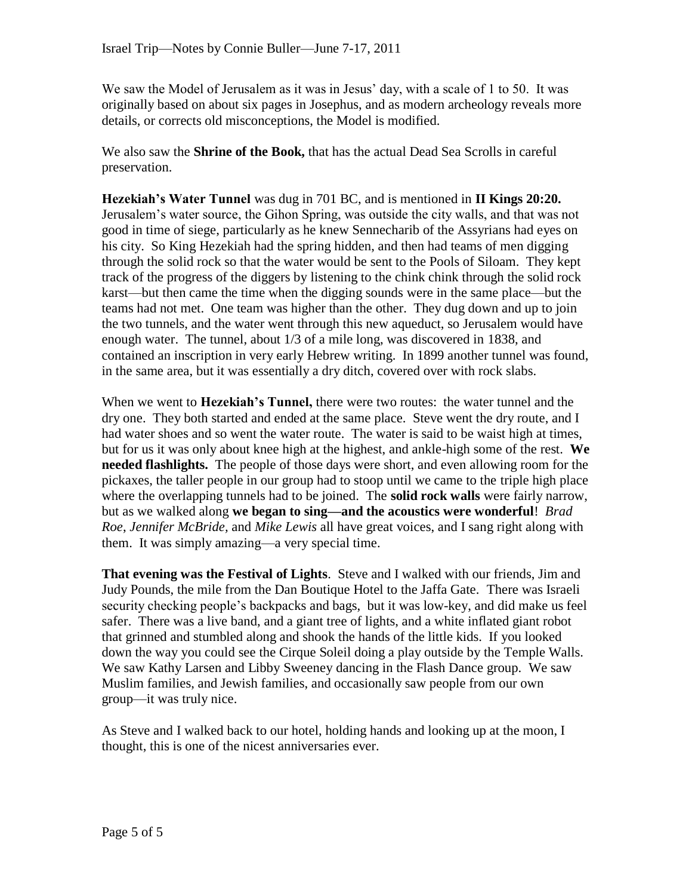We saw the Model of Jerusalem as it was in Jesus' day, with a scale of 1 to 50. It was originally based on about six pages in Josephus, and as modern archeology reveals more details, or corrects old misconceptions, the Model is modified.

We also saw the **Shrine of the Book,** that has the actual Dead Sea Scrolls in careful preservation.

**Hezekiah's Water Tunnel** was dug in 701 BC, and is mentioned in **II Kings 20:20.** Jerusalem's water source, the Gihon Spring, was outside the city walls, and that was not good in time of siege, particularly as he knew Sennecharib of the Assyrians had eyes on his city. So King Hezekiah had the spring hidden, and then had teams of men digging through the solid rock so that the water would be sent to the Pools of Siloam. They kept track of the progress of the diggers by listening to the chink chink through the solid rock karst—but then came the time when the digging sounds were in the same place—but the teams had not met. One team was higher than the other. They dug down and up to join the two tunnels, and the water went through this new aqueduct, so Jerusalem would have enough water. The tunnel, about 1/3 of a mile long, was discovered in 1838, and contained an inscription in very early Hebrew writing. In 1899 another tunnel was found, in the same area, but it was essentially a dry ditch, covered over with rock slabs.

When we went to **Hezekiah's Tunnel,** there were two routes: the water tunnel and the dry one. They both started and ended at the same place. Steve went the dry route, and I had water shoes and so went the water route. The water is said to be waist high at times, but for us it was only about knee high at the highest, and ankle-high some of the rest. **We needed flashlights.** The people of those days were short, and even allowing room for the pickaxes, the taller people in our group had to stoop until we came to the triple high place where the overlapping tunnels had to be joined. The **solid rock walls** were fairly narrow, but as we walked along **we began to sing—and the acoustics were wonderful**! *Brad Roe*, *Jennifer McBride*, and *Mike Lewis* all have great voices, and I sang right along with them. It was simply amazing—a very special time.

**That evening was the Festival of Lights**. Steve and I walked with our friends, Jim and Judy Pounds, the mile from the Dan Boutique Hotel to the Jaffa Gate. There was Israeli security checking people's backpacks and bags, but it was low-key, and did make us feel safer. There was a live band, and a giant tree of lights, and a white inflated giant robot that grinned and stumbled along and shook the hands of the little kids. If you looked down the way you could see the Cirque Soleil doing a play outside by the Temple Walls. We saw Kathy Larsen and Libby Sweeney dancing in the Flash Dance group. We saw Muslim families, and Jewish families, and occasionally saw people from our own group—it was truly nice.

As Steve and I walked back to our hotel, holding hands and looking up at the moon, I thought, this is one of the nicest anniversaries ever.